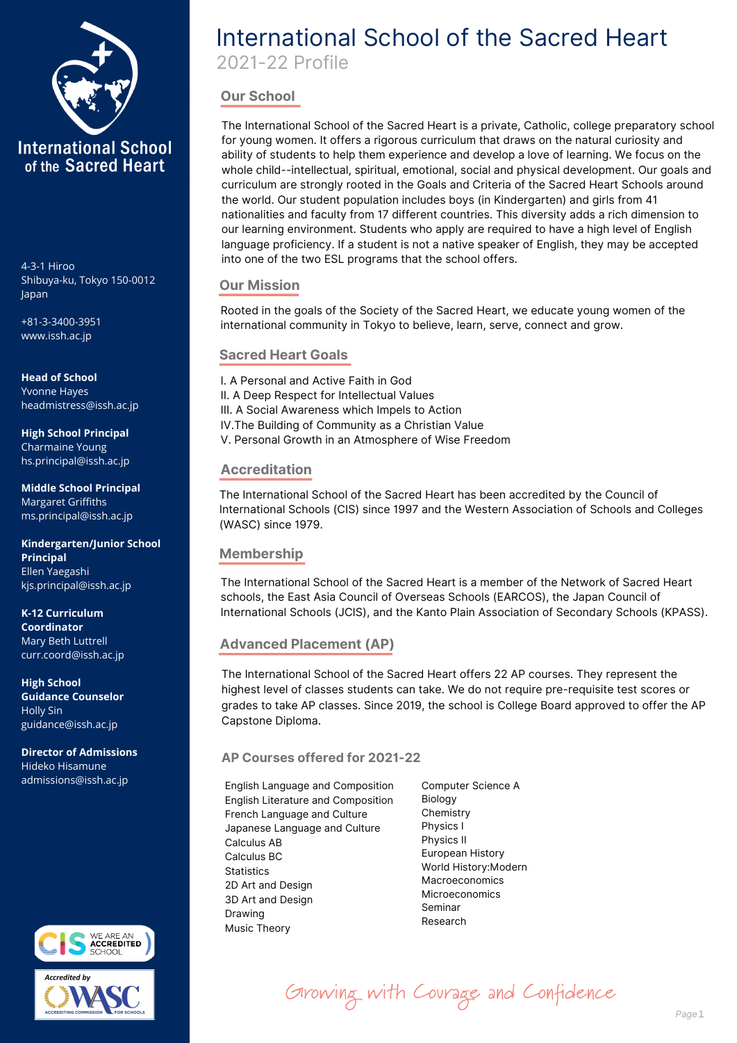# International School of the Sacred Heart

2021-22 Profile

International School of the Sacred Heart

4-3-1 Hiroo
Shibuya-ku, Tokyo 150-0012
Japan

+81-3-3400-3951
www.issh.ac.jp

**Head of School**
Yvonne Hayes
headmistress@issh.ac.jp

**High School Principal**
Charmaine Young
hs.principal@issh.ac.jp

**Middle School Principal**
Margaret Griffiths
ms.principal@issh.ac.jp

**Kindergarten/Junior School Principal**
Ellen Yaegashi
kjs.principal@issh.ac.jp

**K-12 Curriculum Coordinator**
Mary Beth Luttrell
curr.coord@issh.ac.jp

**High School Guidance Counselor**
Holly Sin
guidance@issh.ac.jp

**Director of Admissions**
Hideko Hisamune
admissions@issh.ac.jp

## Our School

The International School of the Sacred Heart is a private, Catholic, college preparatory school for young women. It offers a rigorous curriculum that draws on the natural curiosity and ability of students to help them experience and develop a love of learning. We focus on the whole child--intellectual, spiritual, emotional, social and physical development. Our goals and curriculum are strongly rooted in the Goals and Criteria of the Sacred Heart Schools around the world. Our student population includes boys (in Kindergarten) and girls from 41 nationalities and faculty from 17 different countries. This diversity adds a rich dimension to our learning environment. Students who apply are required to have a high level of English language proficiency. If a student is not a native speaker of English, they may be accepted into one of the two ESL programs that the school offers.

## Our Mission

Rooted in the goals of the Society of the Sacred Heart, we educate young women of the international community in Tokyo to believe, learn, serve, connect and grow.

## Sacred Heart Goals

I. A Personal and Active Faith in God
II. A Deep Respect for Intellectual Values
III. A Social Awareness which Impels to Action
IV.The Building of Community as a Christian Value
V. Personal Growth in an Atmosphere of Wise Freedom

## Accreditation

The International School of the Sacred Heart has been accredited by the Council of International Schools (CIS) since 1997 and the Western Association of Schools and Colleges (WASC) since 1979.

## Membership

The International School of the Sacred Heart is a member of the Network of Sacred Heart schools, the East Asia Council of Overseas Schools (EARCOS), the Japan Council of International Schools (JCIS), and the Kanto Plain Association of Secondary Schools (KPASS).

## Advanced Placement (AP)

The International School of the Sacred Heart offers 22 AP courses. They represent the highest level of classes students can take. We do not require pre-requisite test scores or grades to take AP classes. Since 2019, the school is College Board approved to offer the AP Capstone Diploma.

### AP Courses offered for 2021-22

- English Language and Composition
- English Literature and Composition
- French Language and Culture
- Japanese Language and Culture
- Calculus AB
- Calculus BC
- Statistics
- 2D Art and Design
- 3D Art and Design
- Drawing
- Music Theory
- Computer Science A
- Biology
- Chemistry
- Physics I
- Physics II
- European History
- World History:Modern
- Macroeconomics
- Microeconomics
- Seminar
- Research

CIS We are an accredited school

Accredited by WASC Accrediting Commission for Schools

*Growing with Courage and Confidence*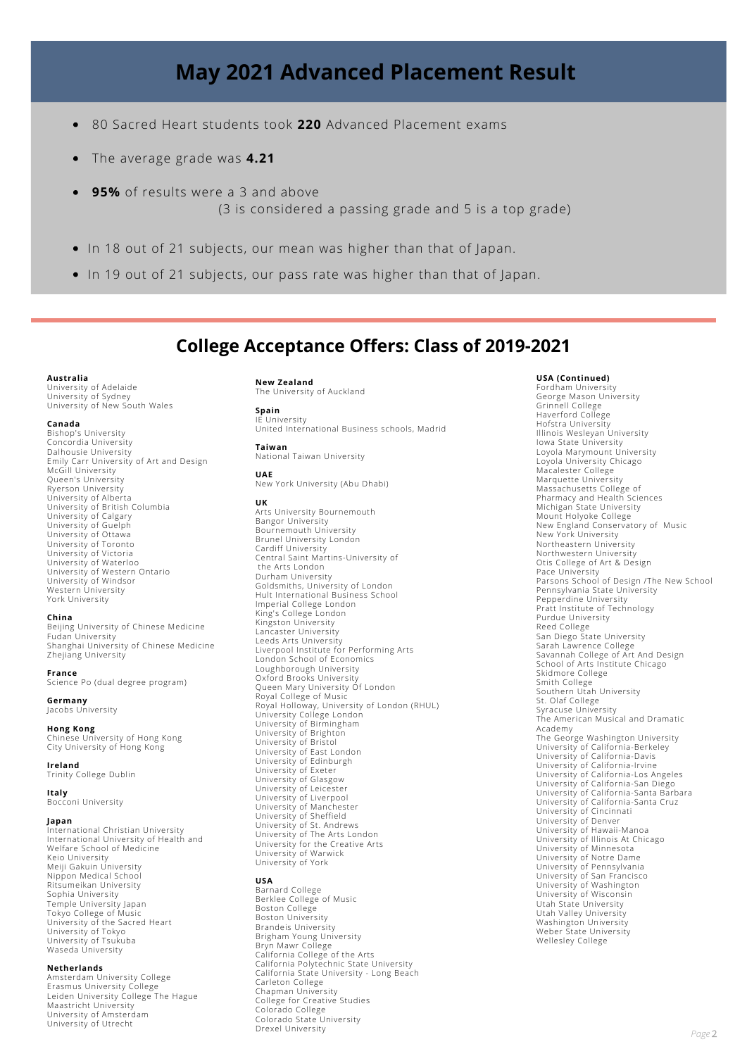# May 2021 Advanced Placement Result

- 80 Sacred Heart students took **220** Advanced Placement exams
- The average grade was **4.21**
- **95%** of results were a 3 and above
  (3 is considered a passing grade and 5 is a top grade)
- In 18 out of 21 subjects, our mean was higher than that of Japan.
- In 19 out of 21 subjects, our pass rate was higher than that of Japan.

# College Acceptance Offers: Class of 2019-2021

**Australia**
University of Adelaide
University of Sydney
University of New South Wales

**Canada**
Bishop's University
Concordia University
Dalhousie University
Emily Carr University of Art and Design
McGill University
Queen's University
Ryerson University
University of Alberta
University of British Columbia
University of Calgary
University of Guelph
University of Ottawa
University of Toronto
University of Victoria
University of Waterloo
University of Western Ontario
University of Windsor
Western University
York University

**China**
Beijing University of Chinese Medicine
Fudan University
Shanghai University of Chinese Medicine
Zhejiang University

**France**
Science Po (dual degree program)

**Germany**
Jacobs University

**Hong Kong**
Chinese University of Hong Kong
City University of Hong Kong

**Ireland**
Trinity College Dublin

**Italy**
Bocconi University

**Japan**
International Christian University
International University of Health and Welfare School of Medicine
Keio University
Meiji Gakuin University
Nippon Medical School
Ritsumeikan University
Sophia University
Temple University Japan
Tokyo College of Music
University of the Sacred Heart
University of Tokyo
University of Tsukuba
Waseda University

**Netherlands**
Amsterdam University College
Erasmus University College
Leiden University College The Hague
Maastricht University
University of Amsterdam
University of Utrecht

**New Zealand**
The University of Auckland

**Spain**
IE University
United International Business schools, Madrid

**Taiwan**
National Taiwan University

**UAE**
New York University (Abu Dhabi)

**UK**
Arts University Bournemouth
Bangor University
Bournemouth University
Brunel University London
Cardiff University
Central Saint Martins-University of the Arts London
Durham University
Goldsmiths, University of London
Hult International Business School
Imperial College London
King's College London
Kingston University
Lancaster University
Leeds Arts University
Liverpool Institute for Performing Arts
London School of Economics
Loughborough University
Oxford Brooks University
Queen Mary University Of London
Royal College of Music
Royal Holloway, University of London (RHUL)
University College London
University of Birmingham
University of Brighton
University of Bristol
University of East London
University of Edinburgh
University of Exeter
University of Glasgow
University of Leicester
University of Liverpool
University of Manchester
University of Sheffield
University of St. Andrews
University of The Arts London
University for the Creative Arts
University of Warwick
University of York

**USA**
Barnard College
Berklee College of Music
Boston College
Boston University
Brandeis University
Brigham Young University
Bryn Mawr College
California College of the Arts
California Polytechnic State University
California State University - Long Beach
Carleton College
Chapman University
College for Creative Studies
Colorado College
Colorado State University
Drexel University

**USA (Continued)**
Fordham University
George Mason University
Grinnell College
Haverford College
Hofstra University
Illinois Wesleyan University
Iowa State University
Loyola Marymount University
Loyola University Chicago
Macalester College
Marquette University
Massachusetts College of Pharmacy and Health Sciences
Michigan State University
Mount Holyoke College
New England Conservatory of Music
New York University
Northeastern University
Northwestern University
Otis College of Art & Design
Pace University
Parsons School of Design /The New School
Pennsylvania State University
Pepperdine University
Pratt Institute of Technology
Purdue University
Reed College
San Diego State University
Sarah Lawrence College
Savannah College of Art And Design
School of Arts Institute Chicago
Skidmore College
Smith College
Southern Utah University
St. Olaf College
Syracuse University
The American Musical and Dramatic Academy
The George Washington University
University of California-Berkeley
University of California-Davis
University of California-Irvine
University of California-Los Angeles
University of California-San Diego
University of California-Santa Barbara
University of California-Santa Cruz
University of Cincinnati
University of Denver
University of Hawaii-Manoa
University of Illinois At Chicago
University of Minnesota
University of Notre Dame
University of Pennsylvania
University of San Francisco
University of Washington
University of Wisconsin
Utah State University
Utah Valley University
Washington University
Weber State University
Wellesley College